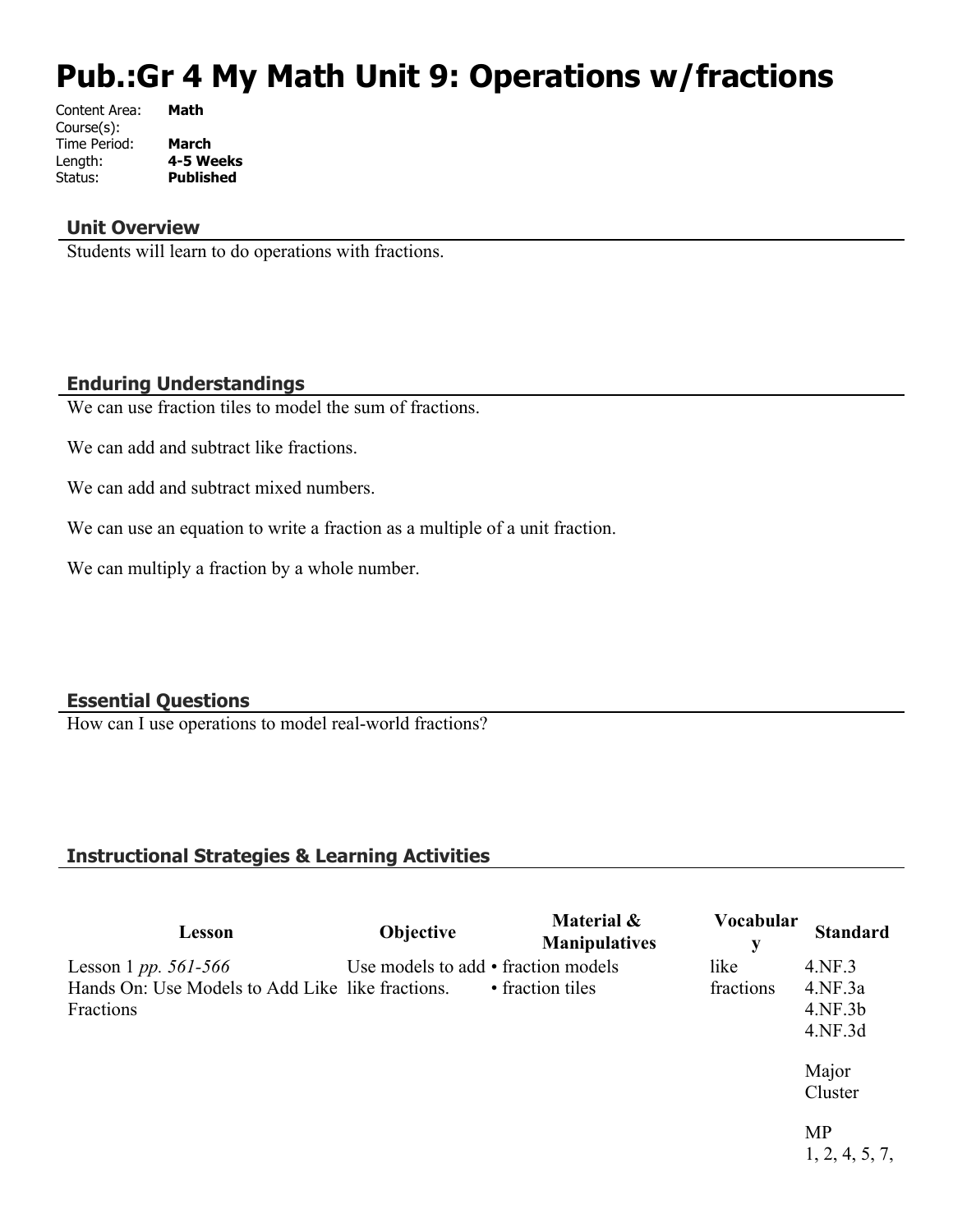# Pub.:Gr 4 My Math Unit 9: Operations w/fractions

Content Area: **Math**
Course(s):
Time Period: **March**
Length: **4-5 Weeks**
Status: **Published**

## Unit Overview

Students will learn to do operations with fractions.

## Enduring Understandings

We can use fraction tiles to model the sum of fractions.

We can add and subtract like fractions.

We can add and subtract mixed numbers.

We can use an equation to write a fraction as a multiple of a unit fraction.

We can multiply a fraction by a whole number.

## Essential Questions

How can I use operations to model real-world fractions?

## Instructional Strategies & Learning Activities

| Lesson | Objective | Material & Manipulatives | Vocabulary | Standard |
|---|---|---|---|---|
| Lesson 1 *pp. 561-566*<br>Hands On: Use Models to Add Like Fractions | Use models to add like fractions. | • fraction models<br>• fraction tiles | like fractions | 4.NF.3<br>4.NF.3a<br>4.NF.3b<br>4.NF.3d<br><br>Major Cluster<br><br>MP<br>1, 2, 4, 5, 7, |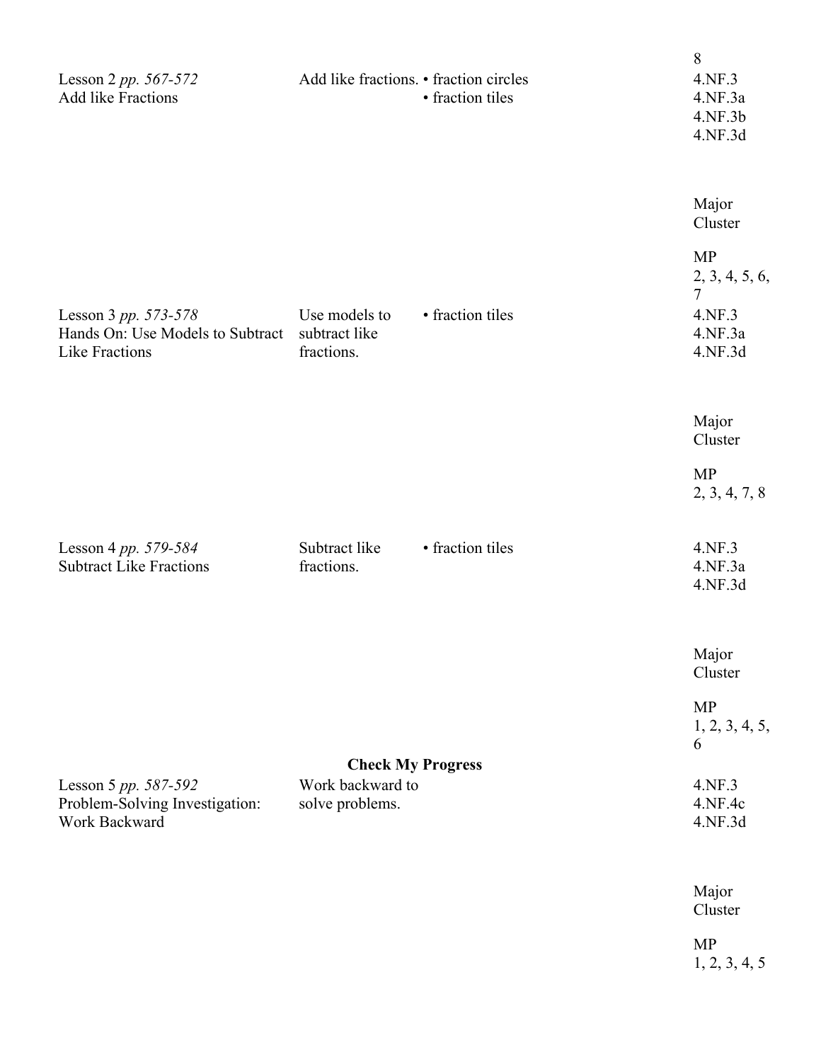| | | | 8 |
|---|---|---|---|
| Lesson 2 *pp. 567-572* Add like Fractions | Add like fractions. | • fraction circles • fraction tiles | 4.NF.3 4.NF.3a 4.NF.3b 4.NF.3d Major Cluster MP 2, 3, 4, 5, 6, 7 |
| Lesson 3 *pp. 573-578* Hands On: Use Models to Subtract Like Fractions | Use models to subtract like fractions. | • fraction tiles | 4.NF.3 4.NF.3a 4.NF.3d Major Cluster MP 2, 3, 4, 7, 8 |
| Lesson 4 *pp. 579-584* Subtract Like Fractions | Subtract like fractions. | • fraction tiles | 4.NF.3 4.NF.3a 4.NF.3d Major Cluster MP 1, 2, 3, 4, 5, 6 |
| | **Check My Progress** | | |
| Lesson 5 *pp. 587-592* Problem-Solving Investigation: Work Backward | Work backward to solve problems. | | 4.NF.3 4.NF.4c 4.NF.3d Major Cluster MP 1, 2, 3, 4, 5 |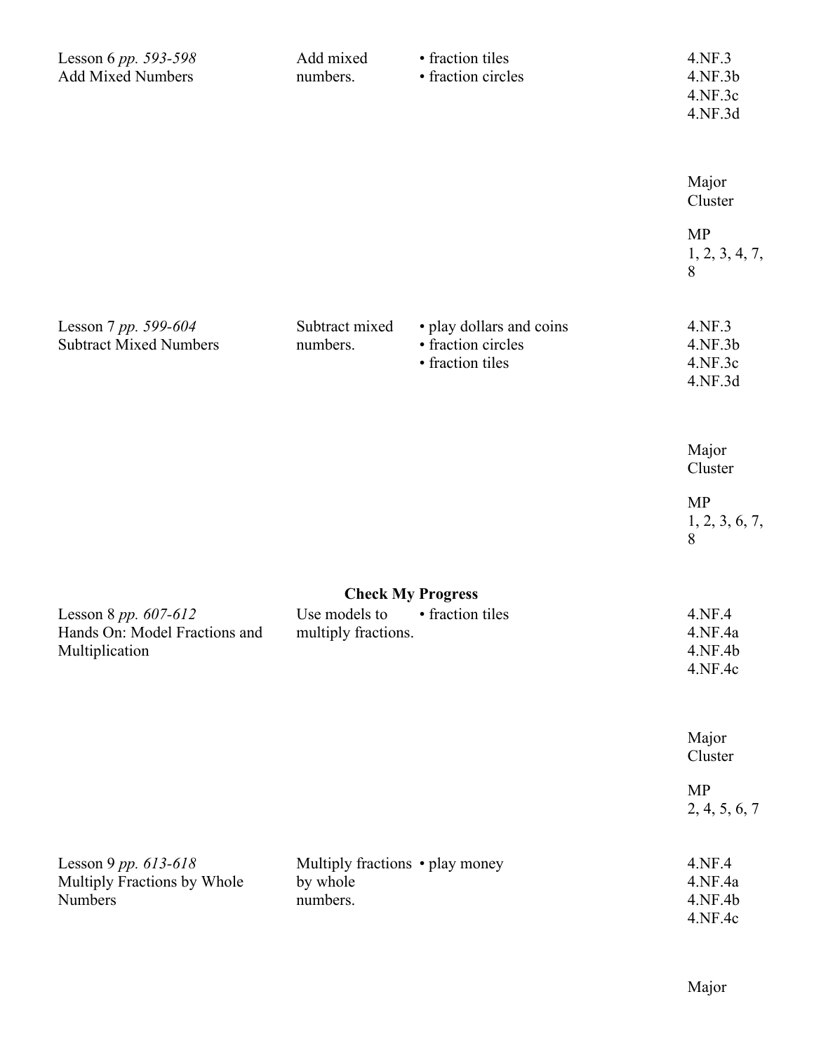| Lesson | Objective | Materials | Standards |
|---|---|---|---|
| Lesson 6 *pp. 593-598* Add Mixed Numbers | Add mixed numbers. | • fraction tiles • fraction circles | 4.NF.3 4.NF.3b 4.NF.3c 4.NF.3d Major Cluster MP 1, 2, 3, 4, 7, 8 |
| Lesson 7 *pp. 599-604* Subtract Mixed Numbers | Subtract mixed numbers. | • play dollars and coins • fraction circles • fraction tiles | 4.NF.3 4.NF.3b 4.NF.3c 4.NF.3d Major Cluster MP 1, 2, 3, 6, 7, 8 |
| | **Check My Progress** | | |
| Lesson 8 *pp. 607-612* Hands On: Model Fractions and Multiplication | Use models to multiply fractions. | • fraction tiles | 4.NF.4 4.NF.4a 4.NF.4b 4.NF.4c Major Cluster MP 2, 4, 5, 6, 7 |
| Lesson 9 *pp. 613-618* Multiply Fractions by Whole Numbers | Multiply fractions by whole numbers. | • play money | 4.NF.4 4.NF.4a 4.NF.4b 4.NF.4c Major |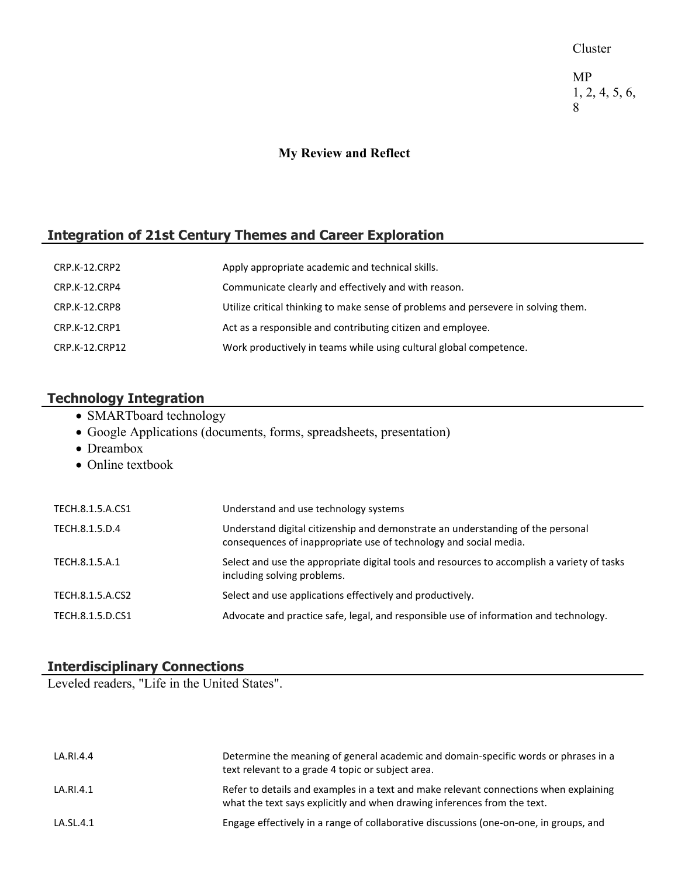Cluster

MP
1, 2, 4, 5, 6, 8

**My Review and Reflect**

## Integration of 21st Century Themes and Career Exploration

| | |
|---|---|
| CRP.K-12.CRP2 | Apply appropriate academic and technical skills. |
| CRP.K-12.CRP4 | Communicate clearly and effectively and with reason. |
| CRP.K-12.CRP8 | Utilize critical thinking to make sense of problems and persevere in solving them. |
| CRP.K-12.CRP1 | Act as a responsible and contributing citizen and employee. |
| CRP.K-12.CRP12 | Work productively in teams while using cultural global competence. |

## Technology Integration

- SMARTboard technology
- Google Applications (documents, forms, spreadsheets, presentation)
- Dreambox
- Online textbook

| | |
|---|---|
| TECH.8.1.5.A.CS1 | Understand and use technology systems |
| TECH.8.1.5.D.4 | Understand digital citizenship and demonstrate an understanding of the personal consequences of inappropriate use of technology and social media. |
| TECH.8.1.5.A.1 | Select and use the appropriate digital tools and resources to accomplish a variety of tasks including solving problems. |
| TECH.8.1.5.A.CS2 | Select and use applications effectively and productively. |
| TECH.8.1.5.D.CS1 | Advocate and practice safe, legal, and responsible use of information and technology. |

## Interdisciplinary Connections

Leveled readers, "Life in the United States".

| | |
|---|---|
| LA.RI.4.4 | Determine the meaning of general academic and domain-specific words or phrases in a text relevant to a grade 4 topic or subject area. |
| LA.RI.4.1 | Refer to details and examples in a text and make relevant connections when explaining what the text says explicitly and when drawing inferences from the text. |
| LA.SL.4.1 | Engage effectively in a range of collaborative discussions (one-on-one, in groups, and |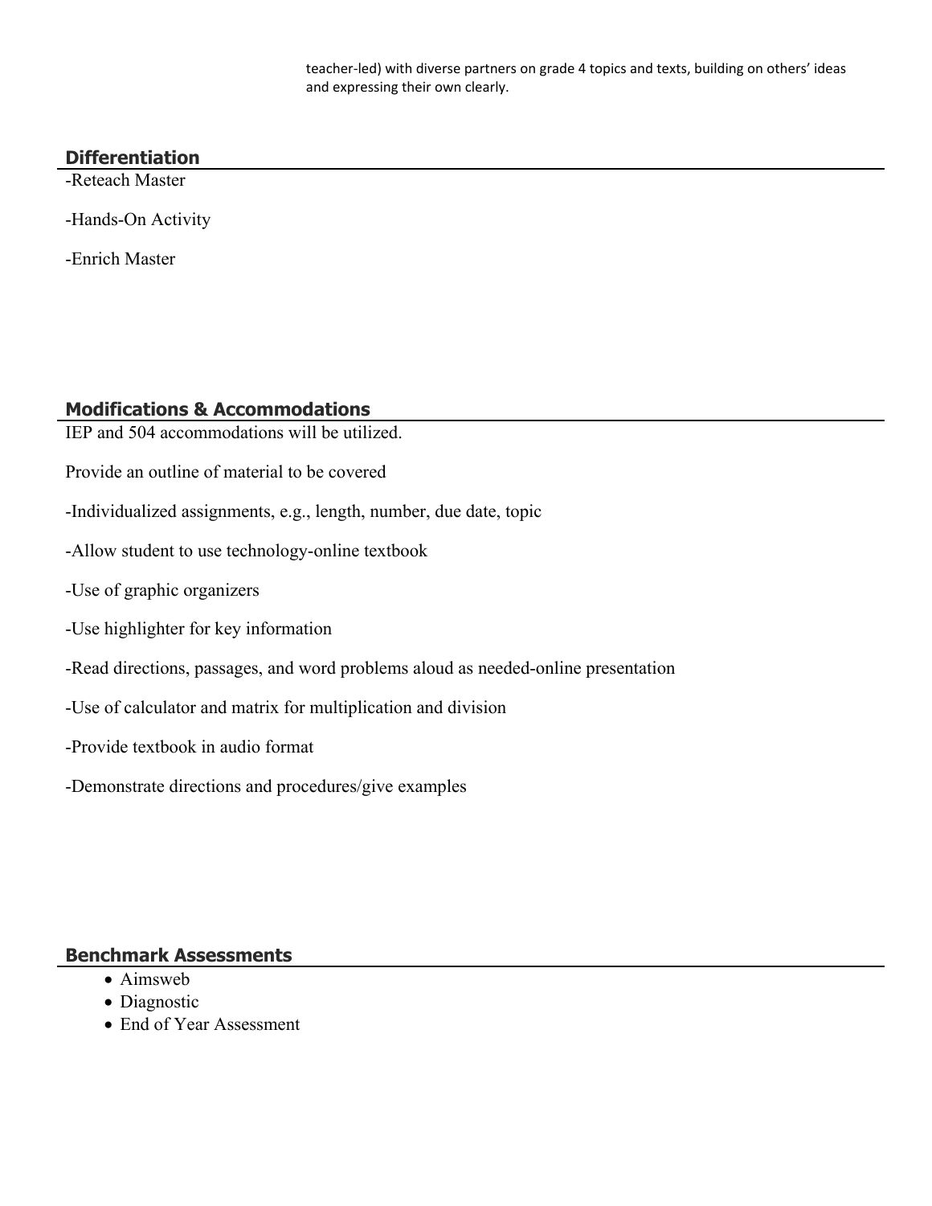teacher-led) with diverse partners on grade 4 topics and texts, building on others' ideas and expressing their own clearly.

## Differentiation

-Reteach Master

-Hands-On Activity

-Enrich Master

## Modifications & Accommodations

IEP and 504 accommodations will be utilized.

Provide an outline of material to be covered

-Individualized assignments, e.g., length, number, due date, topic

-Allow student to use technology-online textbook

-Use of graphic organizers

-Use highlighter for key information

-Read directions, passages, and word problems aloud as needed-online presentation

-Use of calculator and matrix for multiplication and division

-Provide textbook in audio format

-Demonstrate directions and procedures/give examples

## Benchmark Assessments

- Aimsweb
- Diagnostic
- End of Year Assessment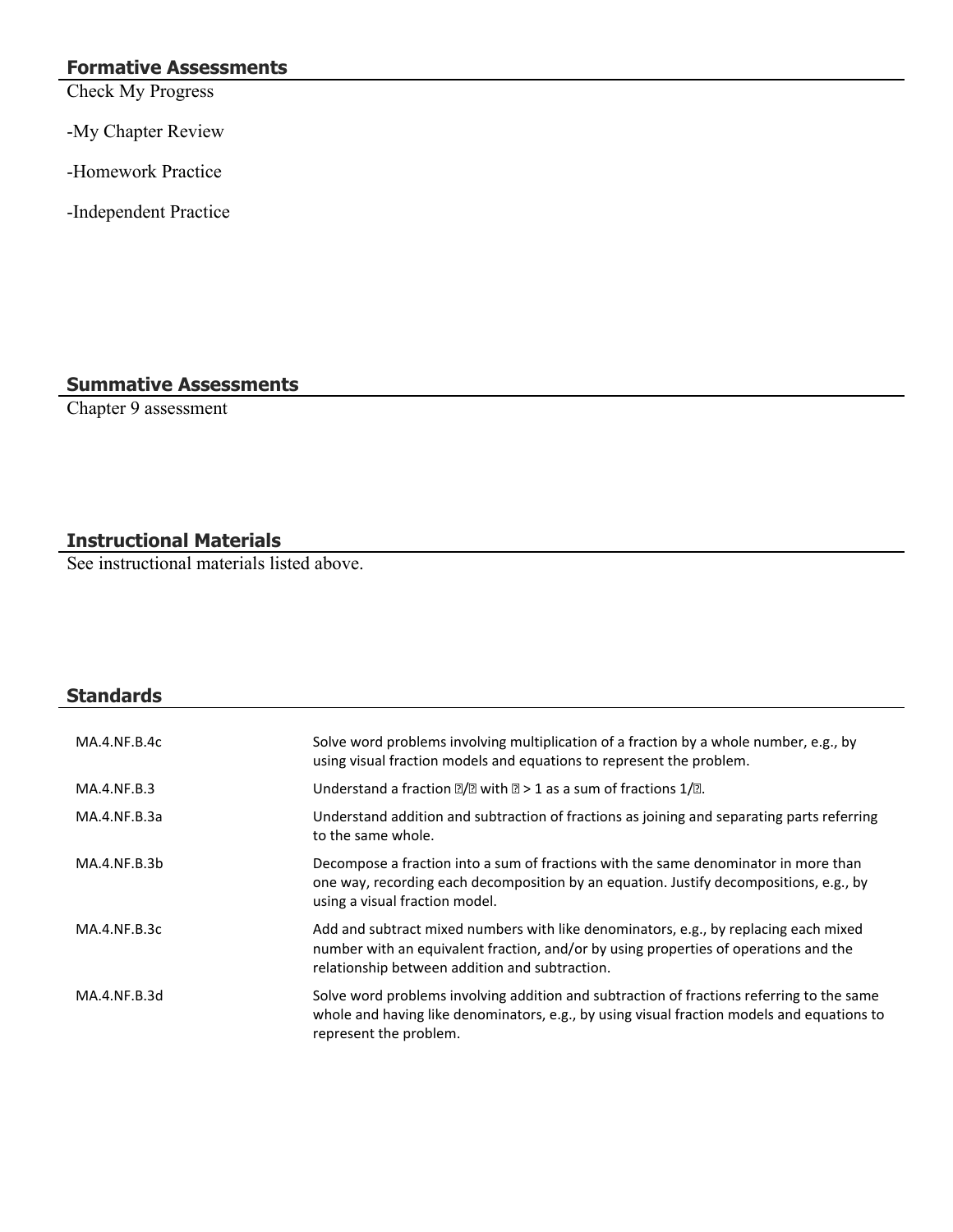## Formative Assessments

Check My Progress

-My Chapter Review

-Homework Practice

-Independent Practice

## Summative Assessments

Chapter 9 assessment

## Instructional Materials

See instructional materials listed above.

## Standards

| | |
|---|---|
| MA.4.NF.B.4c | Solve word problems involving multiplication of a fraction by a whole number, e.g., by using visual fraction models and equations to represent the problem. |
| MA.4.NF.B.3 | Understand a fraction ?/? with ? > 1 as a sum of fractions 1/?. |
| MA.4.NF.B.3a | Understand addition and subtraction of fractions as joining and separating parts referring to the same whole. |
| MA.4.NF.B.3b | Decompose a fraction into a sum of fractions with the same denominator in more than one way, recording each decomposition by an equation. Justify decompositions, e.g., by using a visual fraction model. |
| MA.4.NF.B.3c | Add and subtract mixed numbers with like denominators, e.g., by replacing each mixed number with an equivalent fraction, and/or by using properties of operations and the relationship between addition and subtraction. |
| MA.4.NF.B.3d | Solve word problems involving addition and subtraction of fractions referring to the same whole and having like denominators, e.g., by using visual fraction models and equations to represent the problem. |